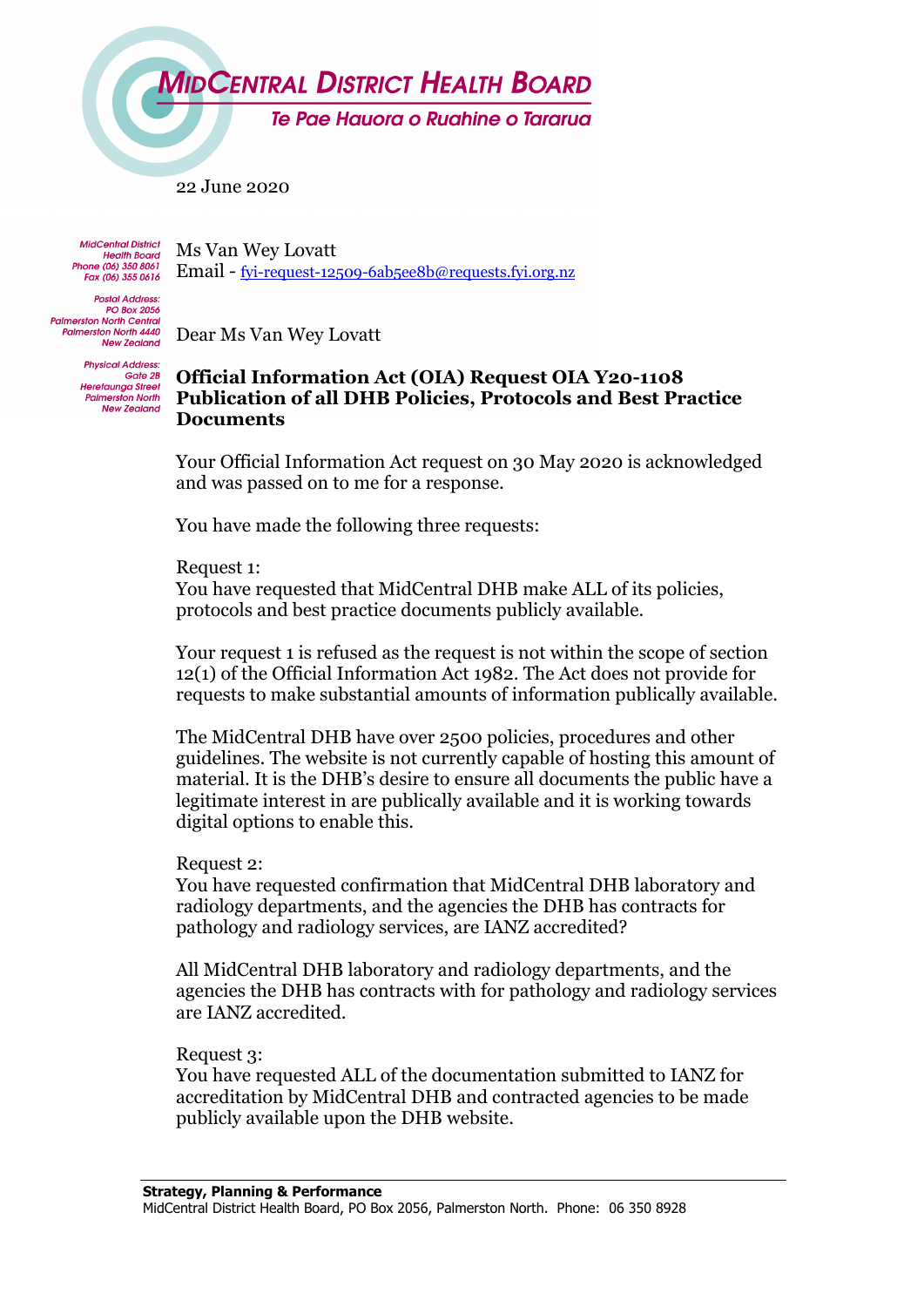**MidCentral District Health Board**

*Te Pae Hauora o Ruahine o Tararua*

22 June 2020

MidCentral District Health Board
Phone (06) 350 8061
Fax (06) 355 0616

Postal Address:
PO Box 2056
Palmerston North Central
Palmerston North 4440
New Zealand

Physical Address:
Gate 2B
Heretaunga Street
Palmerston North
New Zealand

Ms Van Wey Lovatt
Email - fyi-request-12509-6ab5ee8b@requests.fyi.org.nz

Dear Ms Van Wey Lovatt

**Official Information Act (OIA) Request OIA Y20-1108**
**Publication of all DHB Policies, Protocols and Best Practice Documents**

Your Official Information Act request on 30 May 2020 is acknowledged and was passed on to me for a response.

You have made the following three requests:

Request 1:
You have requested that MidCentral DHB make ALL of its policies, protocols and best practice documents publicly available.

Your request 1 is refused as the request is not within the scope of section 12(1) of the Official Information Act 1982. The Act does not provide for requests to make substantial amounts of information publically available.

The MidCentral DHB have over 2500 policies, procedures and other guidelines. The website is not currently capable of hosting this amount of material. It is the DHB's desire to ensure all documents the public have a legitimate interest in are publically available and it is working towards digital options to enable this.

Request 2:
You have requested confirmation that MidCentral DHB laboratory and radiology departments, and the agencies the DHB has contracts for pathology and radiology services, are IANZ accredited?

All MidCentral DHB laboratory and radiology departments, and the agencies the DHB has contracts with for pathology and radiology services are IANZ accredited.

Request 3:
You have requested ALL of the documentation submitted to IANZ for accreditation by MidCentral DHB and contracted agencies to be made publicly available upon the DHB website.

**Strategy, Planning & Performance**
MidCentral District Health Board, PO Box 2056, Palmerston North. Phone: 06 350 8928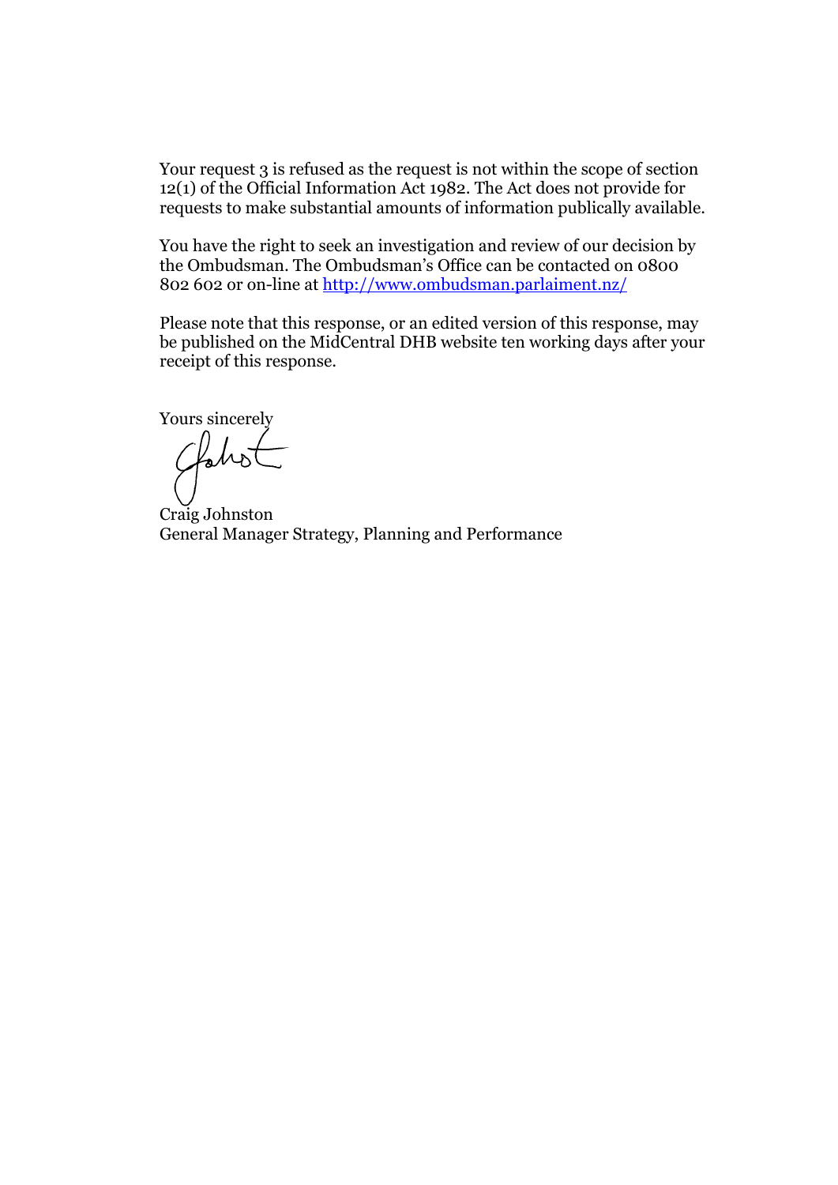Your request 3 is refused as the request is not within the scope of section 12(1) of the Official Information Act 1982. The Act does not provide for requests to make substantial amounts of information publically available.

You have the right to seek an investigation and review of our decision by the Ombudsman. The Ombudsman's Office can be contacted on 0800 802 602 or on-line at [http://www.ombudsman.parlaiment.nz/](http://www.ombudsman.parlaiment.nz/)

Please note that this response, or an edited version of this response, may be published on the MidCentral DHB website ten working days after your receipt of this response.

Yours sincerely

Craig Johnston
General Manager Strategy, Planning and Performance